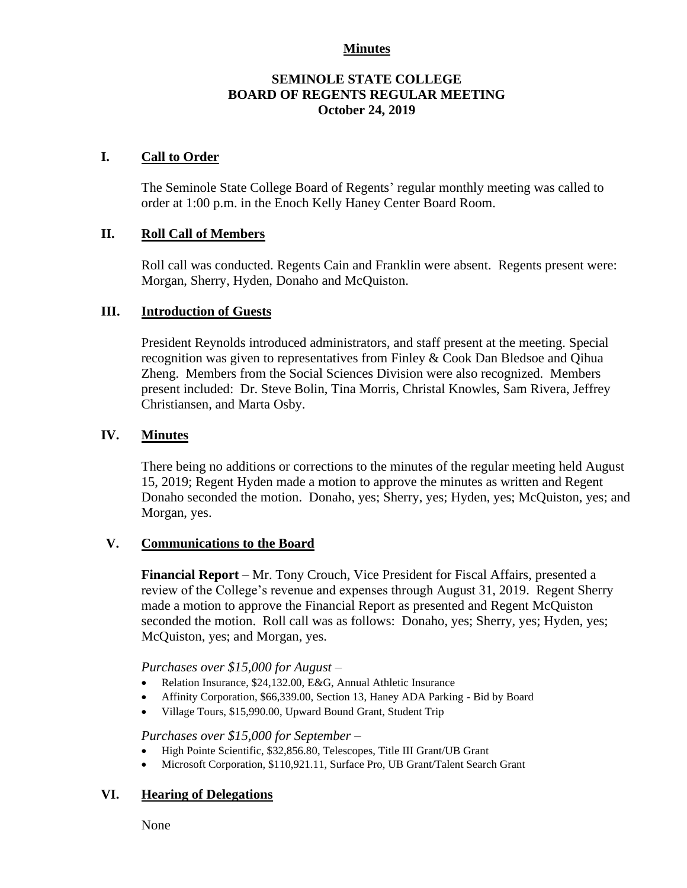**Minutes**

**SEMINOLE STATE COLLEGE**
**BOARD OF REGENTS REGULAR MEETING**
**October 24, 2019**

## I. Call to Order

The Seminole State College Board of Regents' regular monthly meeting was called to order at 1:00 p.m. in the Enoch Kelly Haney Center Board Room.

## II. Roll Call of Members

Roll call was conducted. Regents Cain and Franklin were absent. Regents present were: Morgan, Sherry, Hyden, Donaho and McQuiston.

## III. Introduction of Guests

President Reynolds introduced administrators, and staff present at the meeting. Special recognition was given to representatives from Finley & Cook Dan Bledsoe and Qihua Zheng. Members from the Social Sciences Division were also recognized. Members present included: Dr. Steve Bolin, Tina Morris, Christal Knowles, Sam Rivera, Jeffrey Christiansen, and Marta Osby.

## IV. Minutes

There being no additions or corrections to the minutes of the regular meeting held August 15, 2019; Regent Hyden made a motion to approve the minutes as written and Regent Donaho seconded the motion. Donaho, yes; Sherry, yes; Hyden, yes; McQuiston, yes; and Morgan, yes.

## V. Communications to the Board

**Financial Report** – Mr. Tony Crouch, Vice President for Fiscal Affairs, presented a review of the College's revenue and expenses through August 31, 2019. Regent Sherry made a motion to approve the Financial Report as presented and Regent McQuiston seconded the motion. Roll call was as follows: Donaho, yes; Sherry, yes; Hyden, yes; McQuiston, yes; and Morgan, yes.

*Purchases over $15,000 for August* –

- Relation Insurance, $24,132.00, E&G, Annual Athletic Insurance
- Affinity Corporation, $66,339.00, Section 13, Haney ADA Parking - Bid by Board
- Village Tours, $15,990.00, Upward Bound Grant, Student Trip

*Purchases over $15,000 for September* –

- High Pointe Scientific, $32,856.80, Telescopes, Title III Grant/UB Grant
- Microsoft Corporation, $110,921.11, Surface Pro, UB Grant/Talent Search Grant

## VI. Hearing of Delegations

None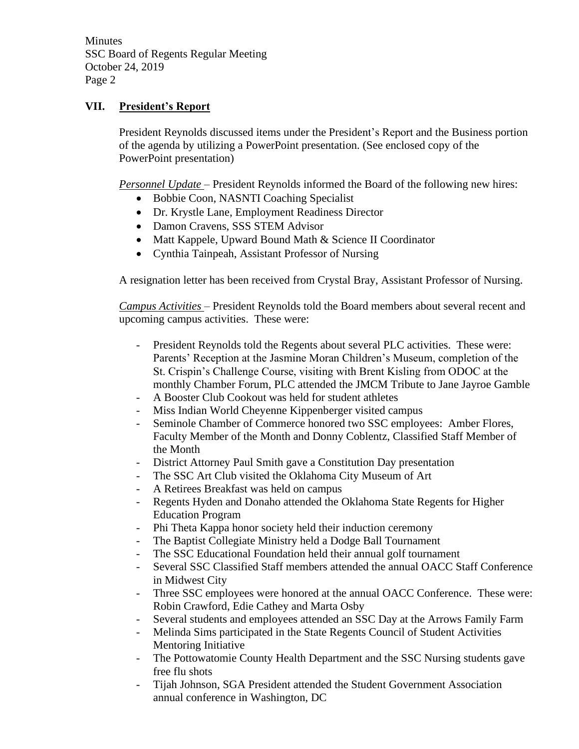## VII. President's Report

President Reynolds discussed items under the President's Report and the Business portion of the agenda by utilizing a PowerPoint presentation. (See enclosed copy of the PowerPoint presentation)

*Personnel Update* – President Reynolds informed the Board of the following new hires:

- Bobbie Coon, NASNTI Coaching Specialist
- Dr. Krystle Lane, Employment Readiness Director
- Damon Cravens, SSS STEM Advisor
- Matt Kappele, Upward Bound Math & Science II Coordinator
- Cynthia Tainpeah, Assistant Professor of Nursing

A resignation letter has been received from Crystal Bray, Assistant Professor of Nursing.

*Campus Activities* – President Reynolds told the Board members about several recent and upcoming campus activities. These were:

- President Reynolds told the Regents about several PLC activities. These were: Parents' Reception at the Jasmine Moran Children's Museum, completion of the St. Crispin's Challenge Course, visiting with Brent Kisling from ODOC at the monthly Chamber Forum, PLC attended the JMCM Tribute to Jane Jayroe Gamble
- A Booster Club Cookout was held for student athletes
- Miss Indian World Cheyenne Kippenberger visited campus
- Seminole Chamber of Commerce honored two SSC employees: Amber Flores, Faculty Member of the Month and Donny Coblentz, Classified Staff Member of the Month
- District Attorney Paul Smith gave a Constitution Day presentation
- The SSC Art Club visited the Oklahoma City Museum of Art
- A Retirees Breakfast was held on campus
- Regents Hyden and Donaho attended the Oklahoma State Regents for Higher Education Program
- Phi Theta Kappa honor society held their induction ceremony
- The Baptist Collegiate Ministry held a Dodge Ball Tournament
- The SSC Educational Foundation held their annual golf tournament
- Several SSC Classified Staff members attended the annual OACC Staff Conference in Midwest City
- Three SSC employees were honored at the annual OACC Conference. These were: Robin Crawford, Edie Cathey and Marta Osby
- Several students and employees attended an SSC Day at the Arrows Family Farm
- Melinda Sims participated in the State Regents Council of Student Activities Mentoring Initiative
- The Pottowatomie County Health Department and the SSC Nursing students gave free flu shots
- Tijah Johnson, SGA President attended the Student Government Association annual conference in Washington, DC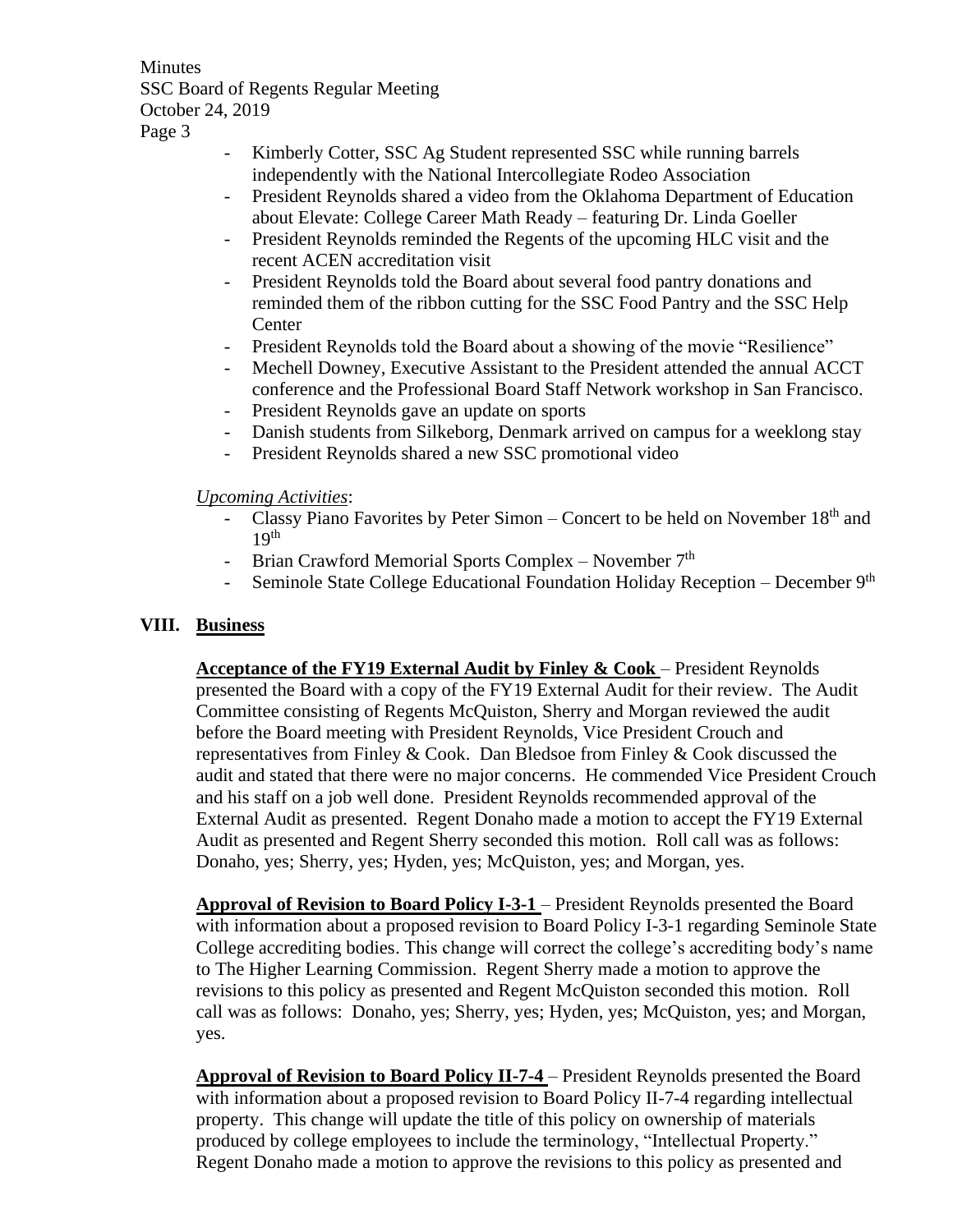- Kimberly Cotter, SSC Ag Student represented SSC while running barrels independently with the National Intercollegiate Rodeo Association
- President Reynolds shared a video from the Oklahoma Department of Education about Elevate: College Career Math Ready – featuring Dr. Linda Goeller
- President Reynolds reminded the Regents of the upcoming HLC visit and the recent ACEN accreditation visit
- President Reynolds told the Board about several food pantry donations and reminded them of the ribbon cutting for the SSC Food Pantry and the SSC Help Center
- President Reynolds told the Board about a showing of the movie "Resilience"
- Mechell Downey, Executive Assistant to the President attended the annual ACCT conference and the Professional Board Staff Network workshop in San Francisco.
- President Reynolds gave an update on sports
- Danish students from Silkeborg, Denmark arrived on campus for a weeklong stay
- President Reynolds shared a new SSC promotional video

*Upcoming Activities*:

- Classy Piano Favorites by Peter Simon – Concert to be held on November 18th and 19th
- Brian Crawford Memorial Sports Complex – November 7th
- Seminole State College Educational Foundation Holiday Reception – December 9th

## VIII. Business

**Acceptance of the FY19 External Audit by Finley & Cook** – President Reynolds presented the Board with a copy of the FY19 External Audit for their review. The Audit Committee consisting of Regents McQuiston, Sherry and Morgan reviewed the audit before the Board meeting with President Reynolds, Vice President Crouch and representatives from Finley & Cook. Dan Bledsoe from Finley & Cook discussed the audit and stated that there were no major concerns. He commended Vice President Crouch and his staff on a job well done. President Reynolds recommended approval of the External Audit as presented. Regent Donaho made a motion to accept the FY19 External Audit as presented and Regent Sherry seconded this motion. Roll call was as follows: Donaho, yes; Sherry, yes; Hyden, yes; McQuiston, yes; and Morgan, yes.

**Approval of Revision to Board Policy I-3-1** – President Reynolds presented the Board with information about a proposed revision to Board Policy I-3-1 regarding Seminole State College accrediting bodies. This change will correct the college's accrediting body's name to The Higher Learning Commission. Regent Sherry made a motion to approve the revisions to this policy as presented and Regent McQuiston seconded this motion. Roll call was as follows: Donaho, yes; Sherry, yes; Hyden, yes; McQuiston, yes; and Morgan, yes.

**Approval of Revision to Board Policy II-7-4** – President Reynolds presented the Board with information about a proposed revision to Board Policy II-7-4 regarding intellectual property. This change will update the title of this policy on ownership of materials produced by college employees to include the terminology, "Intellectual Property." Regent Donaho made a motion to approve the revisions to this policy as presented and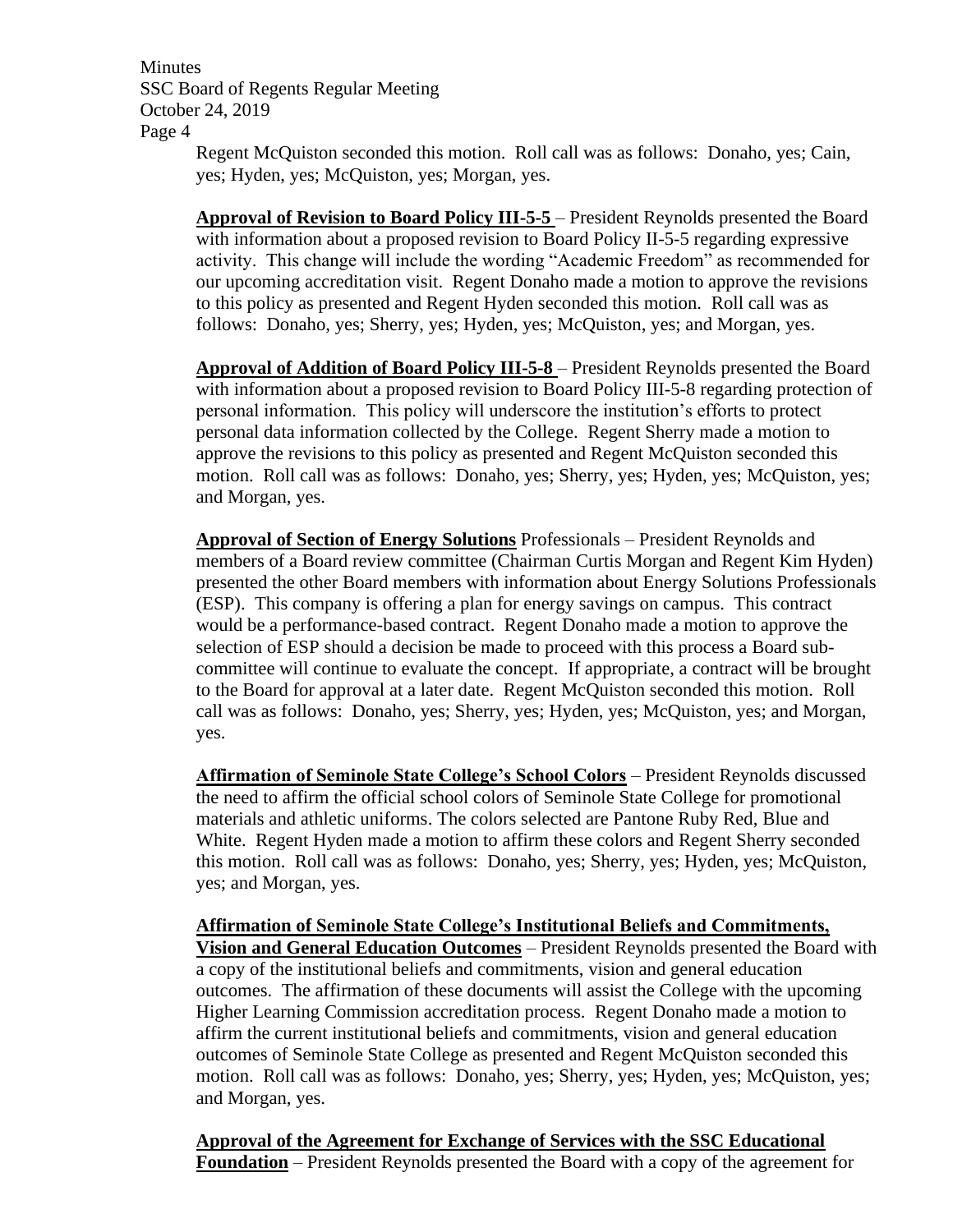Regent McQuiston seconded this motion. Roll call was as follows: Donaho, yes; Cain, yes; Hyden, yes; McQuiston, yes; Morgan, yes.

**Approval of Revision to Board Policy III-5-5** – President Reynolds presented the Board with information about a proposed revision to Board Policy II-5-5 regarding expressive activity. This change will include the wording "Academic Freedom" as recommended for our upcoming accreditation visit. Regent Donaho made a motion to approve the revisions to this policy as presented and Regent Hyden seconded this motion. Roll call was as follows: Donaho, yes; Sherry, yes; Hyden, yes; McQuiston, yes; and Morgan, yes.

**Approval of Addition of Board Policy III-5-8** – President Reynolds presented the Board with information about a proposed revision to Board Policy III-5-8 regarding protection of personal information. This policy will underscore the institution's efforts to protect personal data information collected by the College. Regent Sherry made a motion to approve the revisions to this policy as presented and Regent McQuiston seconded this motion. Roll call was as follows: Donaho, yes; Sherry, yes; Hyden, yes; McQuiston, yes; and Morgan, yes.

**Approval of Section of Energy Solutions** Professionals – President Reynolds and members of a Board review committee (Chairman Curtis Morgan and Regent Kim Hyden) presented the other Board members with information about Energy Solutions Professionals (ESP). This company is offering a plan for energy savings on campus. This contract would be a performance-based contract. Regent Donaho made a motion to approve the selection of ESP should a decision be made to proceed with this process a Board sub-committee will continue to evaluate the concept. If appropriate, a contract will be brought to the Board for approval at a later date. Regent McQuiston seconded this motion. Roll call was as follows: Donaho, yes; Sherry, yes; Hyden, yes; McQuiston, yes; and Morgan, yes.

**Affirmation of Seminole State College's School Colors** – President Reynolds discussed the need to affirm the official school colors of Seminole State College for promotional materials and athletic uniforms. The colors selected are Pantone Ruby Red, Blue and White. Regent Hyden made a motion to affirm these colors and Regent Sherry seconded this motion. Roll call was as follows: Donaho, yes; Sherry, yes; Hyden, yes; McQuiston, yes; and Morgan, yes.

**Affirmation of Seminole State College's Institutional Beliefs and Commitments, Vision and General Education Outcomes** – President Reynolds presented the Board with a copy of the institutional beliefs and commitments, vision and general education outcomes. The affirmation of these documents will assist the College with the upcoming Higher Learning Commission accreditation process. Regent Donaho made a motion to affirm the current institutional beliefs and commitments, vision and general education outcomes of Seminole State College as presented and Regent McQuiston seconded this motion. Roll call was as follows: Donaho, yes; Sherry, yes; Hyden, yes; McQuiston, yes; and Morgan, yes.

**Approval of the Agreement for Exchange of Services with the SSC Educational Foundation** – President Reynolds presented the Board with a copy of the agreement for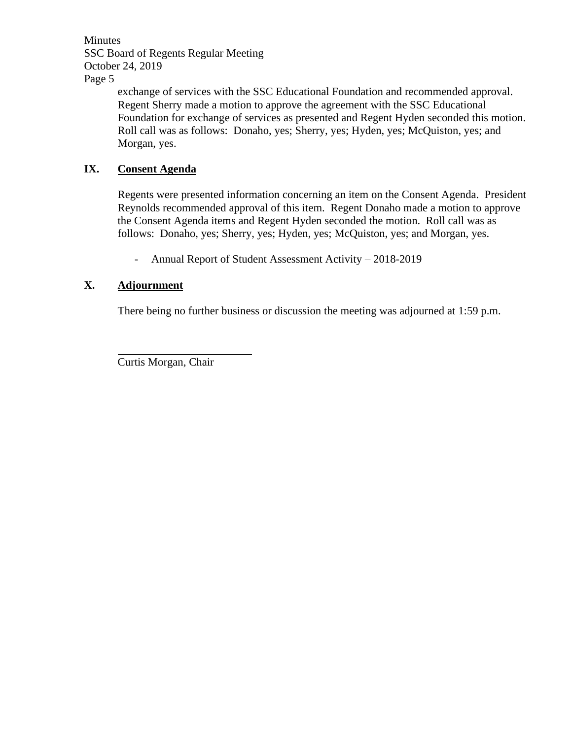exchange of services with the SSC Educational Foundation and recommended approval. Regent Sherry made a motion to approve the agreement with the SSC Educational Foundation for exchange of services as presented and Regent Hyden seconded this motion. Roll call was as follows: Donaho, yes; Sherry, yes; Hyden, yes; McQuiston, yes; and Morgan, yes.

## IX. Consent Agenda

Regents were presented information concerning an item on the Consent Agenda. President Reynolds recommended approval of this item. Regent Donaho made a motion to approve the Consent Agenda items and Regent Hyden seconded the motion. Roll call was as follows: Donaho, yes; Sherry, yes; Hyden, yes; McQuiston, yes; and Morgan, yes.

- Annual Report of Student Assessment Activity – 2018-2019

## X. Adjournment

There being no further business or discussion the meeting was adjourned at 1:59 p.m.

\_\_\_\_\_\_\_\_\_\_\_\_\_\_\_\_\_\_\_\_\_\_\_\_\_\_

Curtis Morgan, Chair